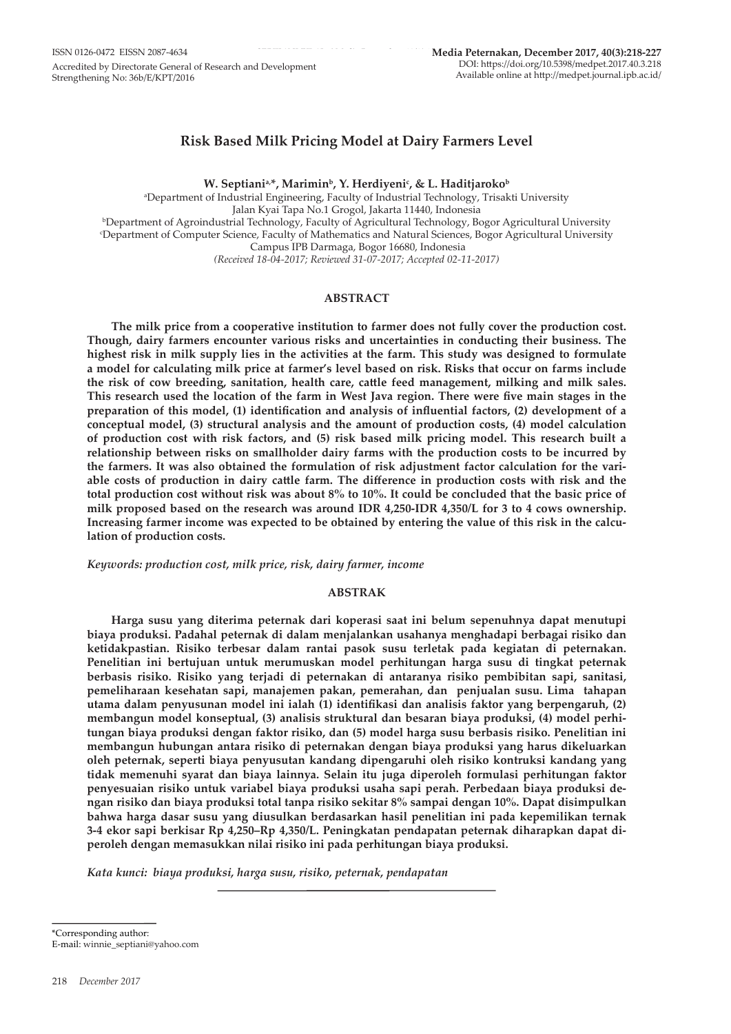ISSN 0126-0472 EISSN 2087-4634

Accredited by Directorate General of Research and Development Strengthening No: 36b/E/KPT/2016

Media Peternakan, December 2017, 40(3):218-227
DOI: https://doi.org/10.5398/medpet.2017.40.3.218
Available online at http://medpet.journal.ipb.ac.id/

# Risk Based Milk Pricing Model at Dairy Farmers Level

**W. Septiani[a,]*, Marimin[b], Y. Herdiyeni[c], & L. Haditjaroko[b]**

[a]Department of Industrial Engineering, Faculty of Industrial Technology, Trisakti University
Jalan Kyai Tapa No.1 Grogol, Jakarta 11440, Indonesia
[b]Department of Agroindustrial Technology, Faculty of Agricultural Technology, Bogor Agricultural University
[c]Department of Computer Science, Faculty of Mathematics and Natural Sciences, Bogor Agricultural University
Campus IPB Darmaga, Bogor 16680, Indonesia
*(Received 18-04-2017; Reviewed 31-07-2017; Accepted 02-11-2017)*

## ABSTRACT

**The milk price from a cooperative institution to farmer does not fully cover the production cost. Though, dairy farmers encounter various risks and uncertainties in conducting their business. The highest risk in milk supply lies in the activities at the farm. This study was designed to formulate a model for calculating milk price at farmer's level based on risk. Risks that occur on farms include the risk of cow breeding, sanitation, health care, cattle feed management, milking and milk sales. This research used the location of the farm in West Java region. There were five main stages in the preparation of this model, (1) identification and analysis of influential factors, (2) development of a conceptual model, (3) structural analysis and the amount of production costs, (4) model calculation of production cost with risk factors, and (5) risk based milk pricing model. This research built a relationship between risks on smallholder dairy farms with the production costs to be incurred by the farmers. It was also obtained the formulation of risk adjustment factor calculation for the variable costs of production in dairy cattle farm. The difference in production costs with risk and the total production cost without risk was about 8% to 10%. It could be concluded that the basic price of milk proposed based on the research was around IDR 4,250-IDR 4,350/L for 3 to 4 cows ownership. Increasing farmer income was expected to be obtained by entering the value of this risk in the calculation of production costs.**

*Keywords: production cost, milk price, risk, dairy farmer, income*

## ABSTRAK

**Harga susu yang diterima peternak dari koperasi saat ini belum sepenuhnya dapat menutupi biaya produksi. Padahal peternak di dalam menjalankan usahanya menghadapi berbagai risiko dan ketidakpastian. Risiko terbesar dalam rantai pasok susu terletak pada kegiatan di peternakan. Penelitian ini bertujuan untuk merumuskan model perhitungan harga susu di tingkat peternak berbasis risiko. Risiko yang terjadi di peternakan di antaranya risiko pembibitan sapi, sanitasi, pemeliharaan kesehatan sapi, manajemen pakan, pemerahan, dan penjualan susu. Lima tahapan utama dalam penyusunan model ini ialah (1) identifikasi dan analisis faktor yang berpengaruh, (2) membangun model konseptual, (3) analisis struktural dan besaran biaya produksi, (4) model perhitungan biaya produksi dengan faktor risiko, dan (5) model harga susu berbasis risiko. Penelitian ini membangun hubungan antara risiko di peternakan dengan biaya produksi yang harus dikeluarkan oleh peternak, seperti biaya penyusutan kandang dipengaruhi oleh risiko kontruksi kandang yang tidak memenuhi syarat dan biaya lainnya. Selain itu juga diperoleh formulasi perhitungan faktor penyesuaian risiko untuk variabel biaya produksi usaha sapi perah. Perbedaan biaya produksi dengan risiko dan biaya produksi total tanpa risiko sekitar 8% sampai dengan 10%. Dapat disimpulkan bahwa harga dasar susu yang diusulkan berdasarkan hasil penelitian ini pada kepemilikan ternak 3-4 ekor sapi berkisar Rp 4,250–Rp 4,350/L. Peningkatan pendapatan peternak diharapkan dapat diperoleh dengan memasukkan nilai risiko ini pada perhitungan biaya produksi.**

*Kata kunci: biaya produksi, harga susu, risiko, peternak, pendapatan*

---

*Corresponding author:
E-mail: winnie_septiani@yahoo.com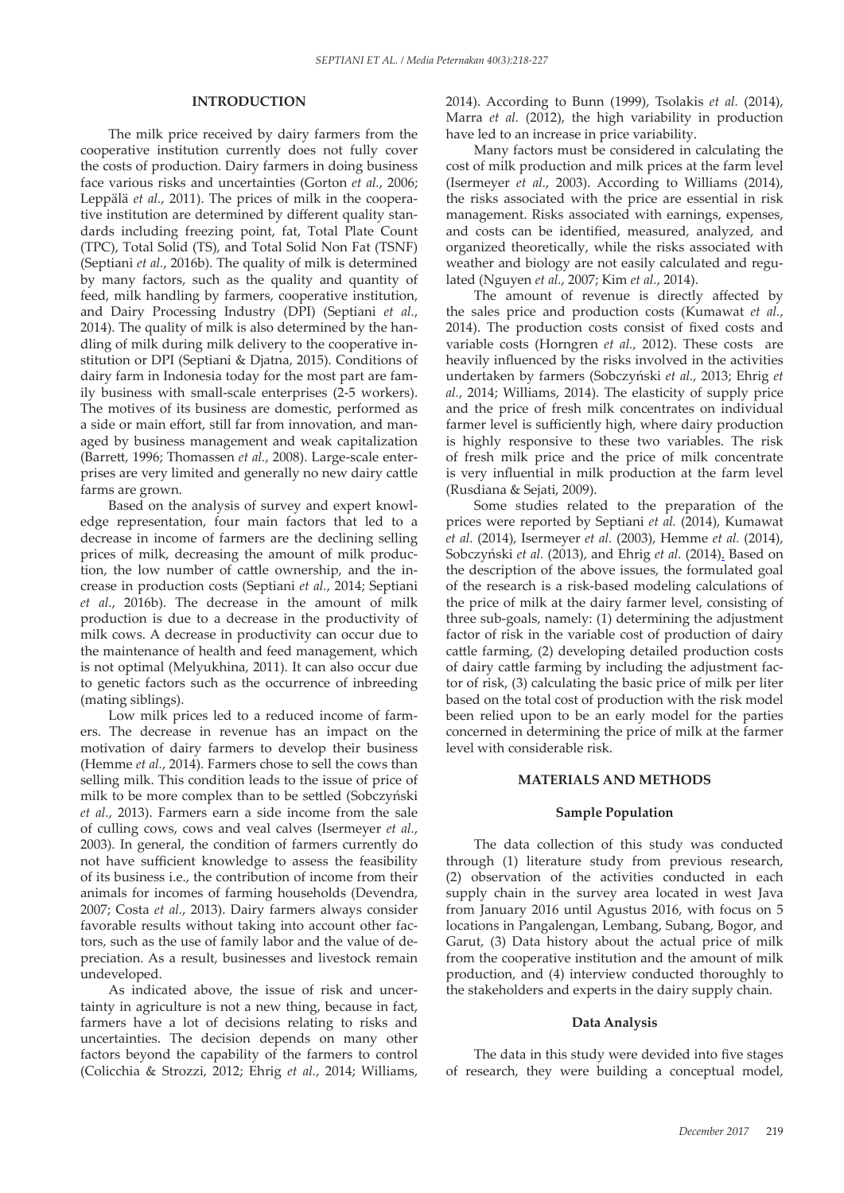## INTRODUCTION

The milk price received by dairy farmers from the cooperative institution currently does not fully cover the costs of production. Dairy farmers in doing business face various risks and uncertainties (Gorton *et al.*, 2006; Leppälä *et al.*, 2011). The prices of milk in the cooperative institution are determined by different quality standards including freezing point, fat, Total Plate Count (TPC), Total Solid (TS), and Total Solid Non Fat (TSNF) (Septiani *et al.*, 2016b). The quality of milk is determined by many factors, such as the quality and quantity of feed, milk handling by farmers, cooperative institution, and Dairy Processing Industry (DPI) (Septiani *et al.*, 2014). The quality of milk is also determined by the handling of milk during milk delivery to the cooperative institution or DPI (Septiani & Djatna, 2015). Conditions of dairy farm in Indonesia today for the most part are family business with small-scale enterprises (2-5 workers). The motives of its business are domestic, performed as a side or main effort, still far from innovation, and managed by business management and weak capitalization (Barrett, 1996; Thomassen *et al.*, 2008). Large-scale enterprises are very limited and generally no new dairy cattle farms are grown.

Based on the analysis of survey and expert knowledge representation, four main factors that led to a decrease in income of farmers are the declining selling prices of milk, decreasing the amount of milk production, the low number of cattle ownership, and the increase in production costs (Septiani *et al.*, 2014; Septiani *et al.*, 2016b). The decrease in the amount of milk production is due to a decrease in the productivity of milk cows. A decrease in productivity can occur due to the maintenance of health and feed management, which is not optimal (Melyukhina, 2011). It can also occur due to genetic factors such as the occurrence of inbreeding (mating siblings).

Low milk prices led to a reduced income of farmers. The decrease in revenue has an impact on the motivation of dairy farmers to develop their business (Hemme *et al.*, 2014). Farmers chose to sell the cows than selling milk. This condition leads to the issue of price of milk to be more complex than to be settled (Sobczyński *et al.*, 2013). Farmers earn a side income from the sale of culling cows, cows and veal calves (Isermeyer *et al.*, 2003). In general, the condition of farmers currently do not have sufficient knowledge to assess the feasibility of its business i.e., the contribution of income from their animals for incomes of farming households (Devendra, 2007; Costa *et al.*, 2013). Dairy farmers always consider favorable results without taking into account other factors, such as the use of family labor and the value of depreciation. As a result, businesses and livestock remain undeveloped.

As indicated above, the issue of risk and uncertainty in agriculture is not a new thing, because in fact, farmers have a lot of decisions relating to risks and uncertainties. The decision depends on many other factors beyond the capability of the farmers to control (Colicchia & Strozzi, 2012; Ehrig *et al.*, 2014; Williams, 2014). According to Bunn (1999), Tsolakis *et al.* (2014), Marra *et al.* (2012), the high variability in production have led to an increase in price variability.

Many factors must be considered in calculating the cost of milk production and milk prices at the farm level (Isermeyer *et al.*, 2003). According to Williams (2014), the risks associated with the price are essential in risk management. Risks associated with earnings, expenses, and costs can be identified, measured, analyzed, and organized theoretically, while the risks associated with weather and biology are not easily calculated and regulated (Nguyen *et al.*, 2007; Kim *et al.*, 2014).

The amount of revenue is directly affected by the sales price and production costs (Kumawat *et al.*, 2014). The production costs consist of fixed costs and variable costs (Horngren *et al.*, 2012). These costs are heavily influenced by the risks involved in the activities undertaken by farmers (Sobczyński *et al.*, 2013; Ehrig *et al.*, 2014; Williams, 2014). The elasticity of supply price and the price of fresh milk concentrates on individual farmer level is sufficiently high, where dairy production is highly responsive to these two variables. The risk of fresh milk price and the price of milk concentrate is very influential in milk production at the farm level (Rusdiana & Sejati, 2009).

Some studies related to the preparation of the prices were reported by Septiani *et al.* (2014), Kumawat *et al.* (2014), Isermeyer *et al.* (2003), Hemme *et al.* (2014), Sobczyński *et al.* (2013), and Ehrig *et al.* (2014). Based on the description of the above issues, the formulated goal of the research is a risk-based modeling calculations of the price of milk at the dairy farmer level, consisting of three sub-goals, namely: (1) determining the adjustment factor of risk in the variable cost of production of dairy cattle farming, (2) developing detailed production costs of dairy cattle farming by including the adjustment factor of risk, (3) calculating the basic price of milk per liter based on the total cost of production with the risk model been relied upon to be an early model for the parties concerned in determining the price of milk at the farmer level with considerable risk.

## MATERIALS AND METHODS

### Sample Population

The data collection of this study was conducted through (1) literature study from previous research, (2) observation of the activities conducted in each supply chain in the survey area located in west Java from January 2016 until Agustus 2016, with focus on 5 locations in Pangalengan, Lembang, Subang, Bogor, and Garut, (3) Data history about the actual price of milk from the cooperative institution and the amount of milk production, and (4) interview conducted thoroughly to the stakeholders and experts in the dairy supply chain.

### Data Analysis

The data in this study were devided into five stages of research, they were building a conceptual model,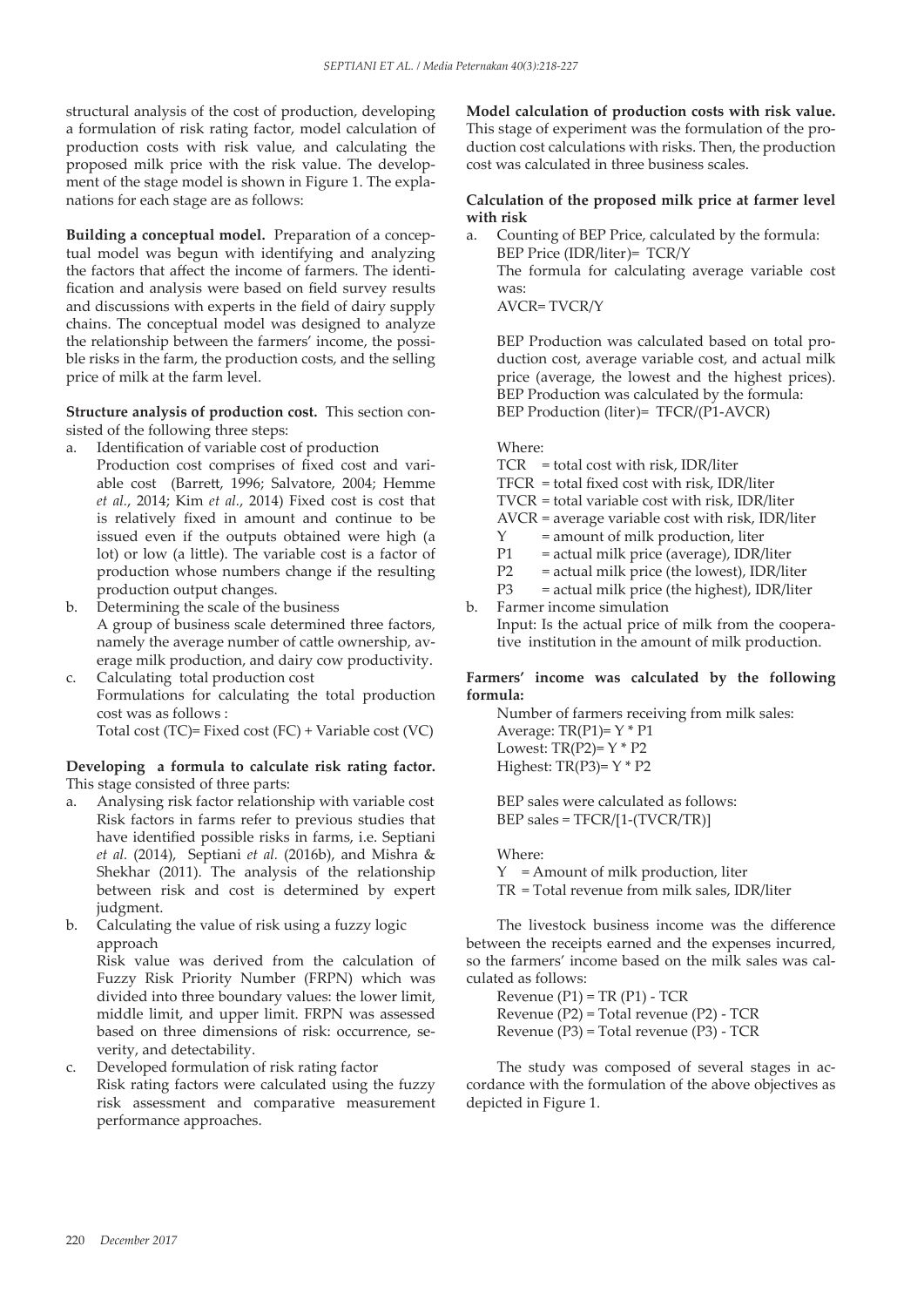structural analysis of the cost of production, developing a formulation of risk rating factor, model calculation of production costs with risk value, and calculating the proposed milk price with the risk value. The development of the stage model is shown in Figure 1. The explanations for each stage are as follows:

**Building a conceptual model.** Preparation of a conceptual model was begun with identifying and analyzing the factors that affect the income of farmers. The identification and analysis were based on field survey results and discussions with experts in the field of dairy supply chains. The conceptual model was designed to analyze the relationship between the farmers' income, the possible risks in the farm, the production costs, and the selling price of milk at the farm level.

**Structure analysis of production cost.** This section consisted of the following three steps:

a. Identification of variable cost of production
   Production cost comprises of fixed cost and variable cost (Barrett, 1996; Salvatore, 2004; Hemme *et al.*, 2014; Kim *et al.*, 2014) Fixed cost is cost that is relatively fixed in amount and continue to be issued even if the outputs obtained were high (a lot) or low (a little). The variable cost is a factor of production whose numbers change if the resulting production output changes.
b. Determining the scale of the business
   A group of business scale determined three factors, namely the average number of cattle ownership, average milk production, and dairy cow productivity.
c. Calculating total production cost
   Formulations for calculating the total production cost was as follows :
   Total cost (TC)= Fixed cost (FC) + Variable cost (VC)

**Developing a formula to calculate risk rating factor.** This stage consisted of three parts:

a. Analysing risk factor relationship with variable cost
   Risk factors in farms refer to previous studies that have identified possible risks in farms, i.e. Septiani *et al.* (2014), Septiani *et al.* (2016b), and Mishra & Shekhar (2011). The analysis of the relationship between risk and cost is determined by expert judgment.
b. Calculating the value of risk using a fuzzy logic approach
   Risk value was derived from the calculation of Fuzzy Risk Priority Number (FRPN) which was divided into three boundary values: the lower limit, middle limit, and upper limit. FRPN was assessed based on three dimensions of risk: occurrence, severity, and detectability.
c. Developed formulation of risk rating factor
   Risk rating factors were calculated using the fuzzy risk assessment and comparative measurement performance approaches.

**Model calculation of production costs with risk value.** This stage of experiment was the formulation of the production cost calculations with risks. Then, the production cost was calculated in three business scales.

**Calculation of the proposed milk price at farmer level with risk**

a. Counting of BEP Price, calculated by the formula:
   BEP Price (IDR/liter)= TCR/Y
   The formula for calculating average variable cost was:
   AVCR= TVCR/Y

   BEP Production was calculated based on total production cost, average variable cost, and actual milk price (average, the lowest and the highest prices). BEP Production was calculated by the formula:
   BEP Production (liter)= TFCR/(P1-AVCR)

   Where:
   TCR = total cost with risk, IDR/liter
   TFCR = total fixed cost with risk, IDR/liter
   TVCR = total variable cost with risk, IDR/liter
   AVCR = average variable cost with risk, IDR/liter
   Y = amount of milk production, liter
   P1 = actual milk price (average), IDR/liter
   P2 = actual milk price (the lowest), IDR/liter
   P3 = actual milk price (the highest), IDR/liter
b. Farmer income simulation
   Input: Is the actual price of milk from the cooperative institution in the amount of milk production.

**Farmers' income was calculated by the following formula:**

Number of farmers receiving from milk sales:
Average: TR(P1)= Y * P1
Lowest: TR(P2)= Y * P2
Highest: TR(P3)= Y * P2

BEP sales were calculated as follows:
BEP sales = TFCR/[1-(TVCR/TR)]

Where:
Y = Amount of milk production, liter
TR = Total revenue from milk sales, IDR/liter

The livestock business income was the difference between the receipts earned and the expenses incurred, so the farmers' income based on the milk sales was calculated as follows:

Revenue (P1) = TR (P1) - TCR
Revenue (P2) = Total revenue (P2) - TCR
Revenue (P3) = Total revenue (P3) - TCR

The study was composed of several stages in accordance with the formulation of the above objectives as depicted in Figure 1.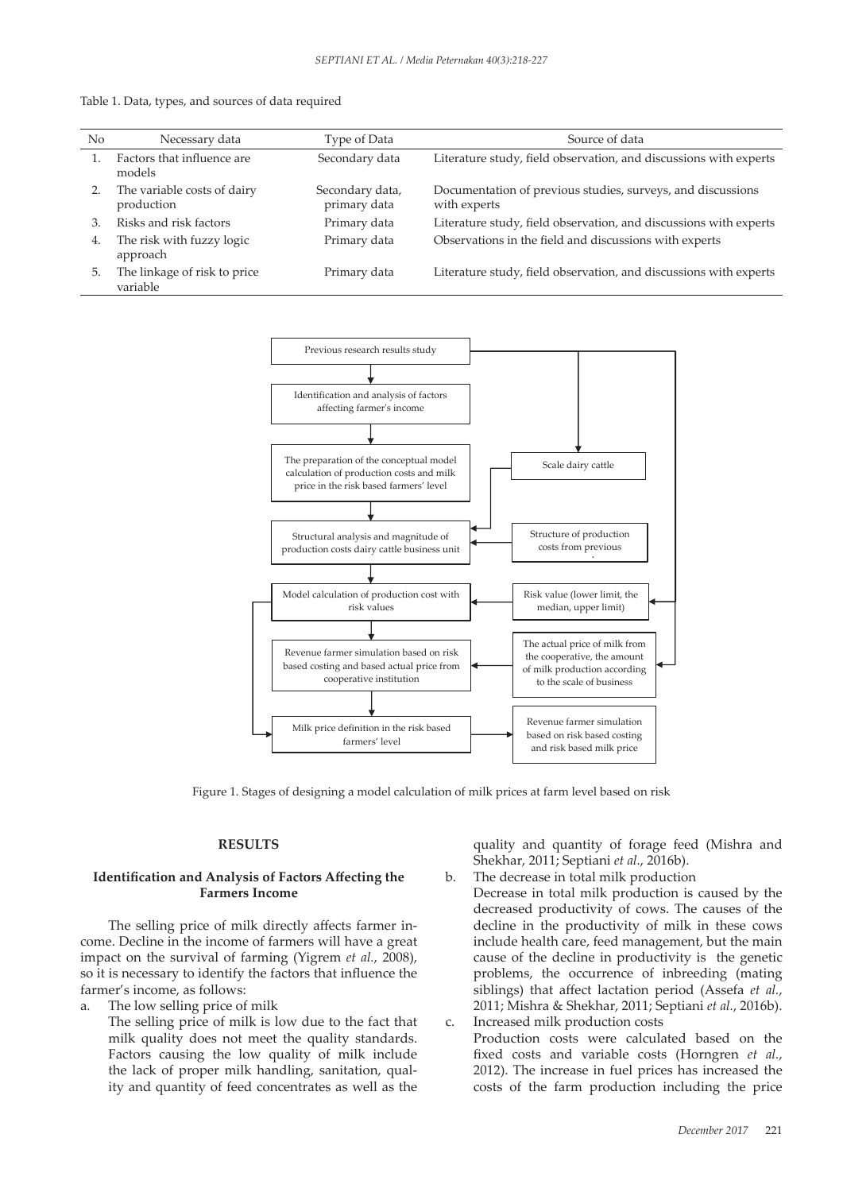Table 1. Data, types, and sources of data required

| No | Necessary data | Type of Data | Source of data |
|---|---|---|---|
| 1. | Factors that influence are models | Secondary data | Literature study, field observation, and discussions with experts |
| 2. | The variable costs of dairy production | Secondary data, primary data | Documentation of previous studies, surveys, and discussions with experts |
| 3. | Risks and risk factors | Primary data | Literature study, field observation, and discussions with experts |
| 4. | The risk with fuzzy logic approach | Primary data | Observations in the field and discussions with experts |
| 5. | The linkage of risk to price variable | Primary data | Literature study, field observation, and discussions with experts |

Figure 1. Stages of designing a model calculation of milk prices at farm level based on risk

## RESULTS

### Identification and Analysis of Factors Affecting the Farmers Income

The selling price of milk directly affects farmer income. Decline in the income of farmers will have a great impact on the survival of farming (Yigrem *et al.*, 2008), so it is necessary to identify the factors that influence the farmer's income, as follows:

a. The low selling price of milk
   The selling price of milk is low due to the fact that milk quality does not meet the quality standards. Factors causing the low quality of milk include the lack of proper milk handling, sanitation, quality and quantity of feed concentrates as well as the quality and quantity of forage feed (Mishra and Shekhar, 2011; Septiani *et al.*, 2016b).

b. The decrease in total milk production
   Decrease in total milk production is caused by the decreased productivity of cows. The causes of the decline in the productivity of milk in these cows include health care, feed management, but the main cause of the decline in productivity is the genetic problems, the occurrence of inbreeding (mating siblings) that affect lactation period (Assefa *et al.*, 2011; Mishra & Shekhar, 2011; Septiani *et al.*, 2016b).

c. Increased milk production costs
   Production costs were calculated based on the fixed costs and variable costs (Horngren *et al.*, 2012). The increase in fuel prices has increased the costs of the farm production including the price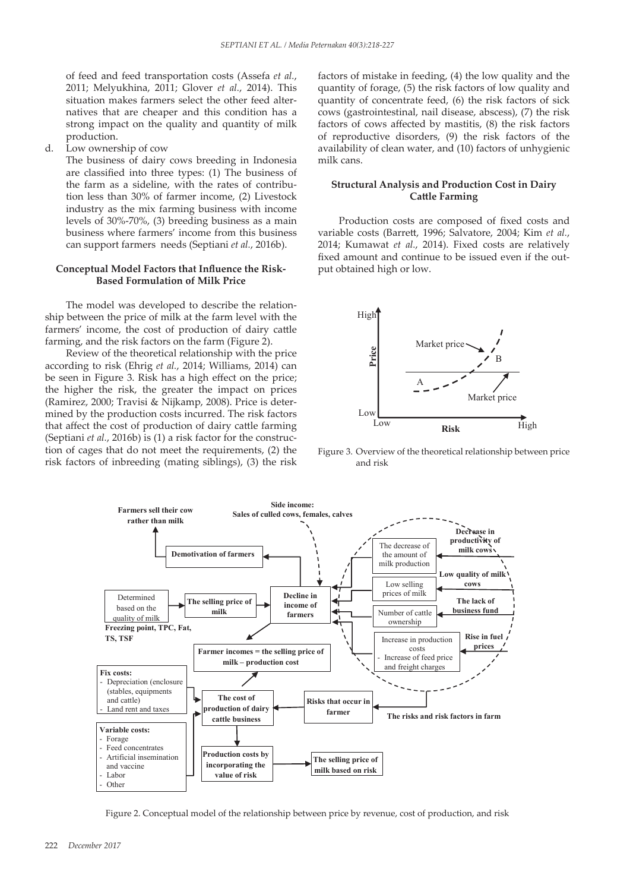of feed and feed transportation costs (Assefa *et al*., 2011; Melyukhina, 2011; Glover *et al*., 2014). This situation makes farmers select the other feed alternatives that are cheaper and this condition has a strong impact on the quality and quantity of milk production.

d. Low ownership of cow

   The business of dairy cows breeding in Indonesia are classified into three types: (1) The business of the farm as a sideline, with the rates of contribution less than 30% of farmer income, (2) Livestock industry as the mix farming business with income levels of 30%-70%, (3) breeding business as a main business where farmers' income from this business can support farmers needs (Septiani *et al*., 2016b).

### Conceptual Model Factors that Influence the Risk-Based Formulation of Milk Price

The model was developed to describe the relationship between the price of milk at the farm level with the farmers' income, the cost of production of dairy cattle farming, and the risk factors on the farm (Figure 2).

Review of the theoretical relationship with the price according to risk (Ehrig *et al*., 2014; Williams, 2014) can be seen in Figure 3. Risk has a high effect on the price; the higher the risk, the greater the impact on prices (Ramirez, 2000; Travisi & Nijkamp, 2008). Price is determined by the production costs incurred. The risk factors that affect the cost of production of dairy cattle farming (Septiani *et al*., 2016b) is (1) a risk factor for the construction of cages that do not meet the requirements, (2) the risk factors of inbreeding (mating siblings), (3) the risk factors of mistake in feeding, (4) the low quality and the quantity of forage, (5) the risk factors of low quality and quantity of concentrate feed, (6) the risk factors of sick cows (gastrointestinal, nail disease, abscess), (7) the risk factors of cows affected by mastitis, (8) the risk factors of reproductive disorders, (9) the risk factors of the availability of clean water, and (10) factors of unhygienic milk cans.

### Structural Analysis and Production Cost in Dairy Cattle Farming

Production costs are composed of fixed costs and variable costs (Barrett, 1996; Salvatore, 2004; Kim *et al*., 2014; Kumawat *et al*., 2014). Fixed costs are relatively fixed amount and continue to be issued even if the output obtained high or low.

Figure 3. Overview of the theoretical relationship between price and risk

Figure 2. Conceptual model of the relationship between price by revenue, cost of production, and risk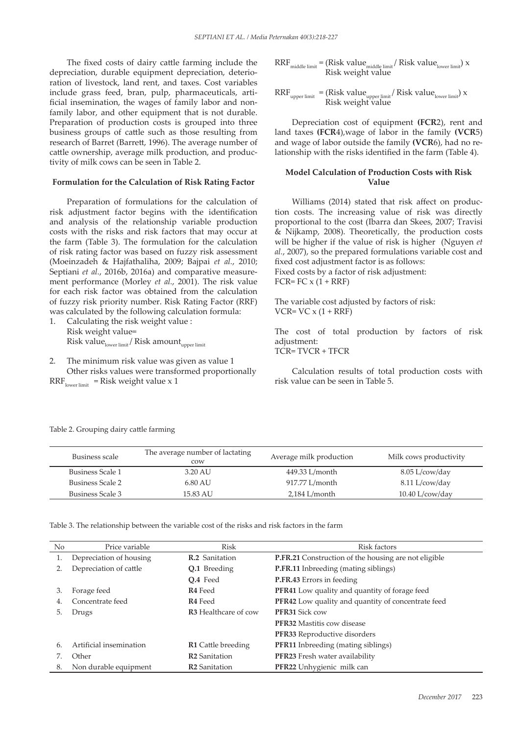The fixed costs of dairy cattle farming include the depreciation, durable equipment depreciation, deterioration of livestock, land rent, and taxes. Cost variables include grass feed, bran, pulp, pharmaceuticals, artificial insemination, the wages of family labor and non-family labor, and other equipment that is not durable. Preparation of production costs is grouped into three business groups of cattle such as those resulting from research of Barret (Barrett, 1996). The average number of cattle ownership, average milk production, and productivity of milk cows can be seen in Table 2.

#### Formulation for the Calculation of Risk Rating Factor

Preparation of formulations for the calculation of risk adjustment factor begins with the identification and analysis of the relationship variable production costs with the risks and risk factors that may occur at the farm (Table 3). The formulation for the calculation of risk rating factor was based on fuzzy risk assessment (Moeinzadeh & Hajfathaliha, 2009; Bajpai *et al.*, 2010; Septiani *et al.*, 2016b, 2016a) and comparative measurement performance (Morley *et al.*, 2001). The risk value for each risk factor was obtained from the calculation of fuzzy risk priority number. Risk Rating Factor (RRF) was calculated by the following calculation formula:

1. Calculating the risk weight value :
   Risk weight value=
   $\text{Risk value}_{\text{lower limit}} / \text{Risk amount}_{\text{upper limit}}$

2. The minimum risk value was given as value 1
   Other risks values were transformed proportionally

$\text{RRF}_{\text{lower limit}}$ = Risk weight value x 1

$\text{RRF}_{\text{middle limit}} = (\text{Risk value}_{\text{middle limit}} / \text{Risk value}_{\text{lower limit}}) \times \text{Risk weight value}$

$\text{RRF}_{\text{upper limit}} = (\text{Risk value}_{\text{upper limit}} / \text{Risk value}_{\text{lower limit}}) \times \text{Risk weight value}$

Depreciation cost of equipment **(FCR**2), rent and land taxes **(FCR**4),wage of labor in the family **(VCR**5) and wage of labor outside the family **(VCR**6), had no relationship with the risks identified in the farm (Table 4).

#### Model Calculation of Production Costs with Risk Value

Williams (2014) stated that risk affect on production costs. The increasing value of risk was directly proportional to the cost (Ibarra dan Skees, 2007; Travisi & Nijkamp, 2008). Theoretically, the production costs will be higher if the value of risk is higher (Nguyen *et al.*, 2007), so the prepared formulations variable cost and fixed cost adjustment factor is as follows:

Fixed costs by a factor of risk adjustment:
FCR= FC x (1 + RRF)

The variable cost adjusted by factors of risk:
VCR= VC x (1 + RRF)

The cost of total production by factors of risk adjustment:
TCR= TVCR + TFCR

Calculation results of total production costs with risk value can be seen in Table 5.

Table 2. Grouping dairy cattle farming

| Business scale | The average number of lactating cow | Average milk production | Milk cows productivity |
|---|---|---|---|
| Business Scale 1 | 3.20 AU | 449.33 L/month | 8.05 L/cow/day |
| Business Scale 2 | 6.80 AU | 917.77 L/month | 8.11 L/cow/day |
| Business Scale 3 | 15.83 AU | 2,184 L/month | 10.40 L/cow/day |

Table 3. The relationship between the variable cost of the risks and risk factors in the farm

| No | Price variable | Risk | Risk factors |
|---|---|---|---|
| 1. | Depreciation of housing | **R.2** Sanitation | **P.FR.21** Construction of the housing are not eligible |
| 2. | Depreciation of cattle | **Q.1** Breeding | **P.FR.11** Inbreeding (mating siblings) |
| | | **Q.4** Feed | **P.FR.43** Errors in feeding |
| 3. | Forage feed | **R4** Feed | **PFR41** Low quality and quantity of forage feed |
| 4. | Concentrate feed | **R4** Feed | **PFR42** Low quality and quantity of concentrate feed |
| 5. | Drugs | **R3** Healthcare of cow | **PFR31** Sick cow |
| | | | **PFR32** Mastitis cow disease |
| | | | **PFR33** Reproductive disorders |
| 6. | Artificial insemination | **R1** Cattle breeding | **PFR11** Inbreeding (mating siblings) |
| 7. | Other | **R2** Sanitation | **PFR23** Fresh water availability |
| 8. | Non durable equipment | **R2** Sanitation | **PFR22** Unhygienic milk can |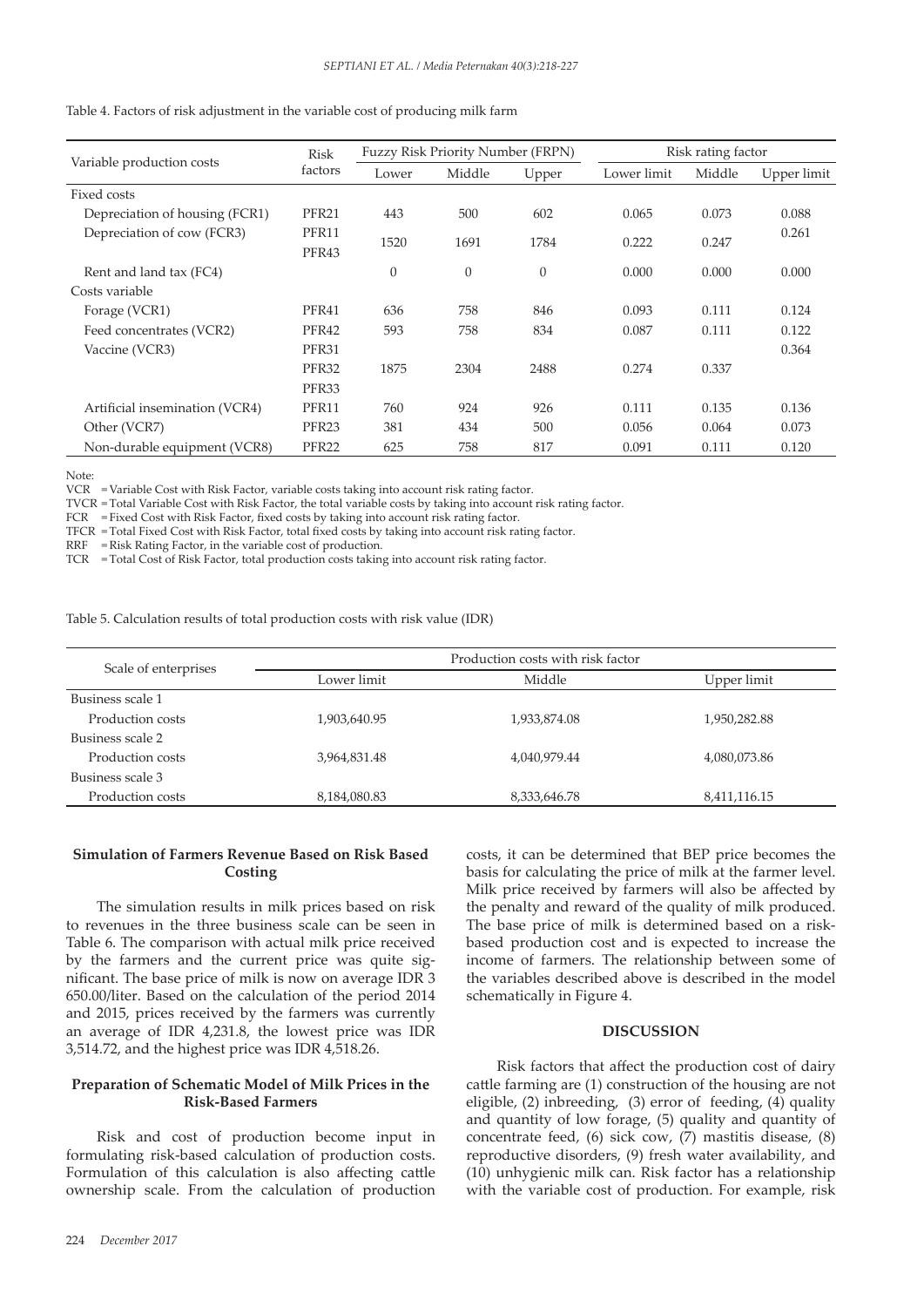Table 4. Factors of risk adjustment in the variable cost of producing milk farm

| Variable production costs | Risk factors | Fuzzy Risk Priority Number (FRPN) | | | Risk rating factor | | |
|---|---|---|---|---|---|---|---|
| | | Lower | Middle | Upper | Lower limit | Middle | Upper limit |
| Fixed costs | | | | | | | |
| Depreciation of housing (FCR1) | PFR21 | 443 | 500 | 602 | 0.065 | 0.073 | 0.088 |
| Depreciation of cow (FCR3) | PFR11 PFR43 | 1520 | 1691 | 1784 | 0.222 | 0.247 | 0.261 |
| Rent and land tax (FC4) | | 0 | 0 | 0 | 0.000 | 0.000 | 0.000 |
| Costs variable | | | | | | | |
| Forage (VCR1) | PFR41 | 636 | 758 | 846 | 0.093 | 0.111 | 0.124 |
| Feed concentrates (VCR2) | PFR42 | 593 | 758 | 834 | 0.087 | 0.111 | 0.122 |
| Vaccine (VCR3) | PFR31 PFR32 PFR33 | 1875 | 2304 | 2488 | 0.274 | 0.337 | 0.364 |
| Artificial insemination (VCR4) | PFR11 | 760 | 924 | 926 | 0.111 | 0.135 | 0.136 |
| Other (VCR7) | PFR23 | 381 | 434 | 500 | 0.056 | 0.064 | 0.073 |
| Non-durable equipment (VCR8) | PFR22 | 625 | 758 | 817 | 0.091 | 0.111 | 0.120 |

Note:
VCR = Variable Cost with Risk Factor, variable costs taking into account risk rating factor.
TVCR = Total Variable Cost with Risk Factor, the total variable costs by taking into account risk rating factor.
FCR = Fixed Cost with Risk Factor, fixed costs by taking into account risk rating factor.
TFCR = Total Fixed Cost with Risk Factor, total fixed costs by taking into account risk rating factor.
RRF = Risk Rating Factor, in the variable cost of production.
TCR = Total Cost of Risk Factor, total production costs taking into account risk rating factor.

Table 5. Calculation results of total production costs with risk value (IDR)

| Scale of enterprises | Production costs with risk factor | | |
|---|---|---|---|
| | Lower limit | Middle | Upper limit |
| Business scale 1 | | | |
| Production costs | 1,903,640.95 | 1,933,874.08 | 1,950,282.88 |
| Business scale 2 | | | |
| Production costs | 3,964,831.48 | 4,040,979.44 | 4,080,073.86 |
| Business scale 3 | | | |
| Production costs | 8,184,080.83 | 8,333,646.78 | 8,411,116.15 |

### Simulation of Farmers Revenue Based on Risk Based Costing

The simulation results in milk prices based on risk to revenues in the three business scale can be seen in Table 6. The comparison with actual milk price received by the farmers and the current price was quite significant. The base price of milk is now on average IDR 3 650.00/liter. Based on the calculation of the period 2014 and 2015, prices received by the farmers was currently an average of IDR 4,231.8, the lowest price was IDR 3,514.72, and the highest price was IDR 4,518.26.

### Preparation of Schematic Model of Milk Prices in the Risk-Based Farmers

Risk and cost of production become input in formulating risk-based calculation of production costs. Formulation of this calculation is also affecting cattle ownership scale. From the calculation of production costs, it can be determined that BEP price becomes the basis for calculating the price of milk at the farmer level. Milk price received by farmers will also be affected by the penalty and reward of the quality of milk produced. The base price of milk is determined based on a risk-based production cost and is expected to increase the income of farmers. The relationship between some of the variables described above is described in the model schematically in Figure 4.

## DISCUSSION

Risk factors that affect the production cost of dairy cattle farming are (1) construction of the housing are not eligible, (2) inbreeding, (3) error of feeding, (4) quality and quantity of low forage, (5) quality and quantity of concentrate feed, (6) sick cow, (7) mastitis disease, (8) reproductive disorders, (9) fresh water availability, and (10) unhygienic milk can. Risk factor has a relationship with the variable cost of production. For example, risk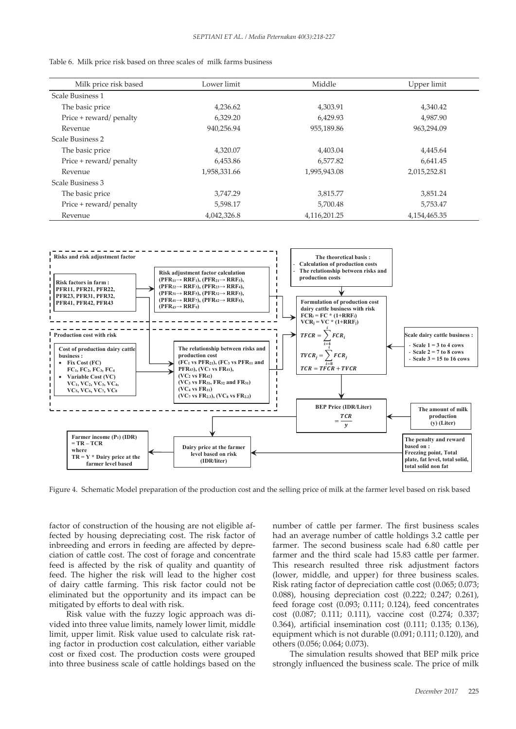Table 6. Milk price risk based on three scales of milk farms business

| Milk price risk based | Lower limit | Middle | Upper limit |
|---|---|---|---|
| Scale Business 1 | | | |
| The basic price | 4,236.62 | 4,303.91 | 4,340.42 |
| Price + reward/ penalty | 6,329.20 | 6,429.93 | 4,987.90 |
| Revenue | 940,256.94 | 955,189.86 | 963,294.09 |
| Scale Business 2 | | | |
| The basic price | 4,320.07 | 4,403.04 | 4,445.64 |
| Price + reward/ penalty | 6,453.86 | 6,577.82 | 6,641.45 |
| Revenue | 1,958,331.66 | 1,995,943.08 | 2,015,252.81 |
| Scale Business 3 | | | |
| The basic price | 3,747.29 | 3,815.77 | 3,851.24 |
| Price + reward/ penalty | 5,598.17 | 5,700.48 | 5,753.47 |
| Revenue | 4,042,326.8 | 4,116,201.25 | 4,154,465.35 |

Figure 4. Schematic Model preparation of the production cost and the selling price of milk at the farmer level based on risk based

factor of construction of the housing are not eligible affected by housing depreciating cost. The risk factor of inbreeding and errors in feeding are affected by depreciation of cattle cost. The cost of forage and concentrate feed is affected by the risk of quality and quantity of feed. The higher the risk will lead to the higher cost of dairy cattle farming. This risk factor could not be eliminated but the opportunity and its impact can be mitigated by efforts to deal with risk.

Risk value with the fuzzy logic approach was divided into three value limits, namely lower limit, middle limit, upper limit. Risk value used to calculate risk rating factor in production cost calculation, either variable cost or fixed cost. The production costs were grouped into three business scale of cattle holdings based on the number of cattle per farmer. The first business scales had an average number of cattle holdings 3.2 cattle per farmer. The second business scale had 6.80 cattle per farmer and the third scale had 15.83 cattle per farmer. This research resulted three risk adjustment factors (lower, middle, and upper) for three business scales. Risk rating factor of depreciation cattle cost (0.065; 0.073; 0.088), housing depreciation cost (0.222; 0.247; 0.261), feed forage cost (0.093; 0.111; 0.124), feed concentrates cost (0.087; 0.111; 0.111), vaccine cost (0.274; 0.337; 0.364), artificial insemination cost (0.111; 0.135; 0.136), equipment which is not durable (0.091; 0.111; 0.120), and others (0.056; 0.064; 0.073).

The simulation results showed that BEP milk price strongly influenced the business scale. The price of milk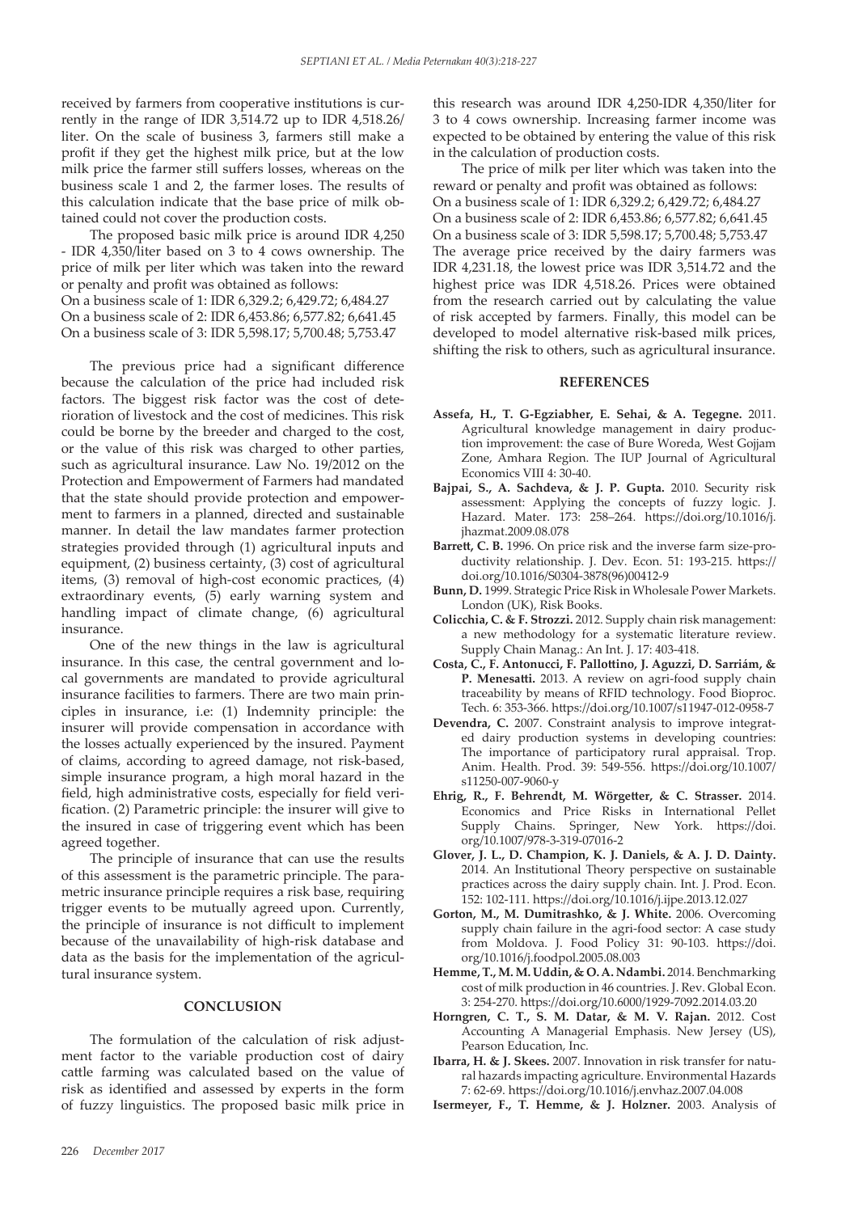received by farmers from cooperative institutions is currently in the range of IDR 3,514.72 up to IDR 4,518.26/liter. On the scale of business 3, farmers still make a profit if they get the highest milk price, but at the low milk price the farmer still suffers losses, whereas on the business scale 1 and 2, the farmer loses. The results of this calculation indicate that the base price of milk obtained could not cover the production costs.

The proposed basic milk price is around IDR 4,250 - IDR 4,350/liter based on 3 to 4 cows ownership. The price of milk per liter which was taken into the reward or penalty and profit was obtained as follows:

On a business scale of 1: IDR 6,329.2; 6,429.72; 6,484.27
On a business scale of 2: IDR 6,453.86; 6,577.82; 6,641.45
On a business scale of 3: IDR 5,598.17; 5,700.48; 5,753.47

The previous price had a significant difference because the calculation of the price had included risk factors. The biggest risk factor was the cost of deterioration of livestock and the cost of medicines. This risk could be borne by the breeder and charged to the cost, or the value of this risk was charged to other parties, such as agricultural insurance. Law No. 19/2012 on the Protection and Empowerment of Farmers had mandated that the state should provide protection and empowerment to farmers in a planned, directed and sustainable manner. In detail the law mandates farmer protection strategies provided through (1) agricultural inputs and equipment, (2) business certainty, (3) cost of agricultural items, (3) removal of high-cost economic practices, (4) extraordinary events, (5) early warning system and handling impact of climate change, (6) agricultural insurance.

One of the new things in the law is agricultural insurance. In this case, the central government and local governments are mandated to provide agricultural insurance facilities to farmers. There are two main principles in insurance, i.e: (1) Indemnity principle: the insurer will provide compensation in accordance with the losses actually experienced by the insured. Payment of claims, according to agreed damage, not risk-based, simple insurance program, a high moral hazard in the field, high administrative costs, especially for field verification. (2) Parametric principle: the insurer will give to the insured in case of triggering event which has been agreed together.

The principle of insurance that can use the results of this assessment is the parametric principle. The parametric insurance principle requires a risk base, requiring trigger events to be mutually agreed upon. Currently, the principle of insurance is not difficult to implement because of the unavailability of high-risk database and data as the basis for the implementation of the agricultural insurance system.

## CONCLUSION

The formulation of the calculation of risk adjustment factor to the variable production cost of dairy cattle farming was calculated based on the value of risk as identified and assessed by experts in the form of fuzzy linguistics. The proposed basic milk price in this research was around IDR 4,250-IDR 4,350/liter for 3 to 4 cows ownership. Increasing farmer income was expected to be obtained by entering the value of this risk in the calculation of production costs.

The price of milk per liter which was taken into the reward or penalty and profit was obtained as follows:

On a business scale of 1: IDR 6,329.2; 6,429.72; 6,484.27
On a business scale of 2: IDR 6,453.86; 6,577.82; 6,641.45
On a business scale of 3: IDR 5,598.17; 5,700.48; 5,753.47

The average price received by the dairy farmers was IDR 4,231.18, the lowest price was IDR 3,514.72 and the highest price was IDR 4,518.26. Prices were obtained from the research carried out by calculating the value of risk accepted by farmers. Finally, this model can be developed to model alternative risk-based milk prices, shifting the risk to others, such as agricultural insurance.

## REFERENCES

**Assefa, H., T. G-Egziabher, E. Sehai, & A. Tegegne.** 2011. Agricultural knowledge management in dairy production improvement: the case of Bure Woreda, West Gojjam Zone, Amhara Region. The IUP Journal of Agricultural Economics VIII 4: 30-40.

**Bajpai, S., A. Sachdeva, & J. P. Gupta.** 2010. Security risk assessment: Applying the concepts of fuzzy logic. J. Hazard. Mater. 173: 258–264. https://doi.org/10.1016/j.jhazmat.2009.08.078

**Barrett, C. B.** 1996. On price risk and the inverse farm size-productivity relationship. J. Dev. Econ. 51: 193-215. https://doi.org/10.1016/S0304-3878(96)00412-9

**Bunn, D.** 1999. Strategic Price Risk in Wholesale Power Markets. London (UK), Risk Books.

**Colicchia, C. & F. Strozzi.** 2012. Supply chain risk management: a new methodology for a systematic literature review. Supply Chain Manag.: An Int. J. 17: 403-418.

**Costa, C., F. Antonucci, F. Pallottino, J. Aguzzi, D. Sarriám, & P. Menesatti.** 2013. A review on agri-food supply chain traceability by means of RFID technology. Food Bioproc. Tech. 6: 353-366. https://doi.org/10.1007/s11947-012-0958-7

**Devendra, C.** 2007. Constraint analysis to improve integrated dairy production systems in developing countries: The importance of participatory rural appraisal. Trop. Anim. Health. Prod. 39: 549-556. https://doi.org/10.1007/s11250-007-9060-y

**Ehrig, R., F. Behrendt, M. Wörgetter, & C. Strasser.** 2014. Economics and Price Risks in International Pellet Supply Chains. Springer, New York. https://doi.org/10.1007/978-3-319-07016-2

**Glover, J. L., D. Champion, K. J. Daniels, & A. J. D. Dainty.** 2014. An Institutional Theory perspective on sustainable practices across the dairy supply chain. Int. J. Prod. Econ. 152: 102-111. https://doi.org/10.1016/j.ijpe.2013.12.027

**Gorton, M., M. Dumitrashko, & J. White.** 2006. Overcoming supply chain failure in the agri-food sector: A case study from Moldova. J. Food Policy 31: 90-103. https://doi.org/10.1016/j.foodpol.2005.08.003

**Hemme, T., M. M. Uddin, & O. A. Ndambi.** 2014. Benchmarking cost of milk production in 46 countries. J. Rev. Global Econ. 3: 254-270. https://doi.org/10.6000/1929-7092.2014.03.20

**Horngren, C. T., S. M. Datar, & M. V. Rajan.** 2012. Cost Accounting A Managerial Emphasis. New Jersey (US), Pearson Education, Inc.

**Ibarra, H. & J. Skees.** 2007. Innovation in risk transfer for natural hazards impacting agriculture. Environmental Hazards 7: 62-69. https://doi.org/10.1016/j.envhaz.2007.04.008

**Isermeyer, F., T. Hemme, & J. Holzner.** 2003. Analysis of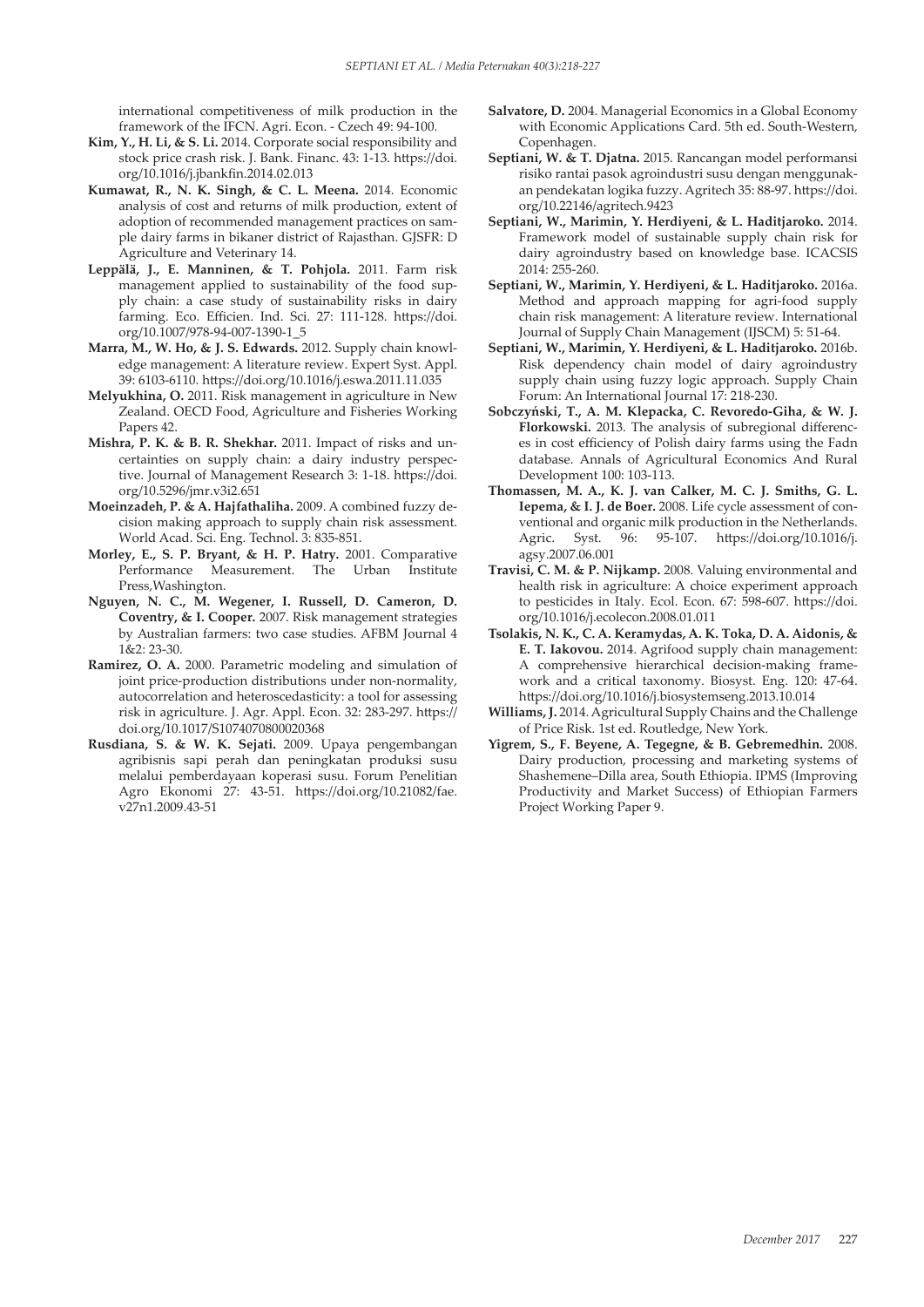international competitiveness of milk production in the framework of the IFCN. Agri. Econ. - Czech 49: 94-100.

**Kim, Y., H. Li, & S. Li.** 2014. Corporate social responsibility and stock price crash risk. J. Bank. Financ. 43: 1-13. https://doi.org/10.1016/j.jbankfin.2014.02.013

**Kumawat, R., N. K. Singh, & C. L. Meena.** 2014. Economic analysis of cost and returns of milk production, extent of adoption of recommended management practices on sample dairy farms in bikaner district of Rajasthan. GJSFR: D Agriculture and Veterinary 14.

**Leppälä, J., E. Manninen, & T. Pohjola.** 2011. Farm risk management applied to sustainability of the food supply chain: a case study of sustainability risks in dairy farming. Eco. Efficien. Ind. Sci. 27: 111-128. https://doi.org/10.1007/978-94-007-1390-1_5

**Marra, M., W. Ho, & J. S. Edwards.** 2012. Supply chain knowledge management: A literature review. Expert Syst. Appl. 39: 6103-6110. https://doi.org/10.1016/j.eswa.2011.11.035

**Melyukhina, O.** 2011. Risk management in agriculture in New Zealand. OECD Food, Agriculture and Fisheries Working Papers 42.

**Mishra, P. K. & B. R. Shekhar.** 2011. Impact of risks and uncertainties on supply chain: a dairy industry perspective. Journal of Management Research 3: 1-18. https://doi.org/10.5296/jmr.v3i2.651

**Moeinzadeh, P. & A. Hajfathaliha.** 2009. A combined fuzzy decision making approach to supply chain risk assessment. World Acad. Sci. Eng. Technol. 3: 835-851.

**Morley, E., S. P. Bryant, & H. P. Hatry.** 2001. Comparative Performance Measurement. The Urban Institute Press,Washington.

**Nguyen, N. C., M. Wegener, I. Russell, D. Cameron, D. Coventry, & I. Cooper.** 2007. Risk management strategies by Australian farmers: two case studies. AFBM Journal 4 1&2: 23-30.

**Ramirez, O. A.** 2000. Parametric modeling and simulation of joint price-production distributions under non-normality, autocorrelation and heteroscedasticity: a tool for assessing risk in agriculture. J. Agr. Appl. Econ. 32: 283-297. https://doi.org/10.1017/S1074070800020368

**Rusdiana, S. & W. K. Sejati.** 2009. Upaya pengembangan agribisnis sapi perah dan peningkatan produksi susu melalui pemberdayaan koperasi susu. Forum Penelitian Agro Ekonomi 27: 43-51. https://doi.org/10.21082/fae.v27n1.2009.43-51

**Salvatore, D.** 2004. Managerial Economics in a Global Economy with Economic Applications Card. 5th ed. South-Western, Copenhagen.

**Septiani, W. & T. Djatna.** 2015. Rancangan model performansi risiko rantai pasok agroindustri susu dengan menggunakan pendekatan logika fuzzy. Agritech 35: 88-97. https://doi.org/10.22146/agritech.9423

**Septiani, W., Marimin, Y. Herdiyeni, & L. Haditjaroko.** 2014. Framework model of sustainable supply chain risk for dairy agroindustry based on knowledge base. ICACSIS 2014: 255-260.

**Septiani, W., Marimin, Y. Herdiyeni, & L. Haditjaroko.** 2016a. Method and approach mapping for agri-food supply chain risk management: A literature review. International Journal of Supply Chain Management (IJSCM) 5: 51-64.

**Septiani, W., Marimin, Y. Herdiyeni, & L. Haditjaroko.** 2016b. Risk dependency chain model of dairy agroindustry supply chain using fuzzy logic approach. Supply Chain Forum: An International Journal 17: 218-230.

**Sobczyński, T., A. M. Klepacka, C. Revoredo-Giha, & W. J. Florkowski.** 2013. The analysis of subregional differences in cost efficiency of Polish dairy farms using the Fadn database. Annals of Agricultural Economics And Rural Development 100: 103-113.

**Thomassen, M. A., K. J. van Calker, M. C. J. Smiths, G. L. Iepema, & I. J. de Boer.** 2008. Life cycle assessment of conventional and organic milk production in the Netherlands. Agric. Syst. 96: 95-107. https://doi.org/10.1016/j.agsy.2007.06.001

**Travisi, C. M. & P. Nijkamp.** 2008. Valuing environmental and health risk in agriculture: A choice experiment approach to pesticides in Italy. Ecol. Econ. 67: 598-607. https://doi.org/10.1016/j.ecolecon.2008.01.011

**Tsolakis, N. K., C. A. Keramydas, A. K. Toka, D. A. Aidonis, & E. T. Iakovou.** 2014. Agrifood supply chain management: A comprehensive hierarchical decision-making framework and a critical taxonomy. Biosyst. Eng. 120: 47-64. https://doi.org/10.1016/j.biosystemseng.2013.10.014

**Williams, J.** 2014. Agricultural Supply Chains and the Challenge of Price Risk. 1st ed. Routledge, New York.

**Yigrem, S., F. Beyene, A. Tegegne, & B. Gebremedhin.** 2008. Dairy production, processing and marketing systems of Shashemene–Dilla area, South Ethiopia. IPMS (Improving Productivity and Market Success) of Ethiopian Farmers Project Working Paper 9.